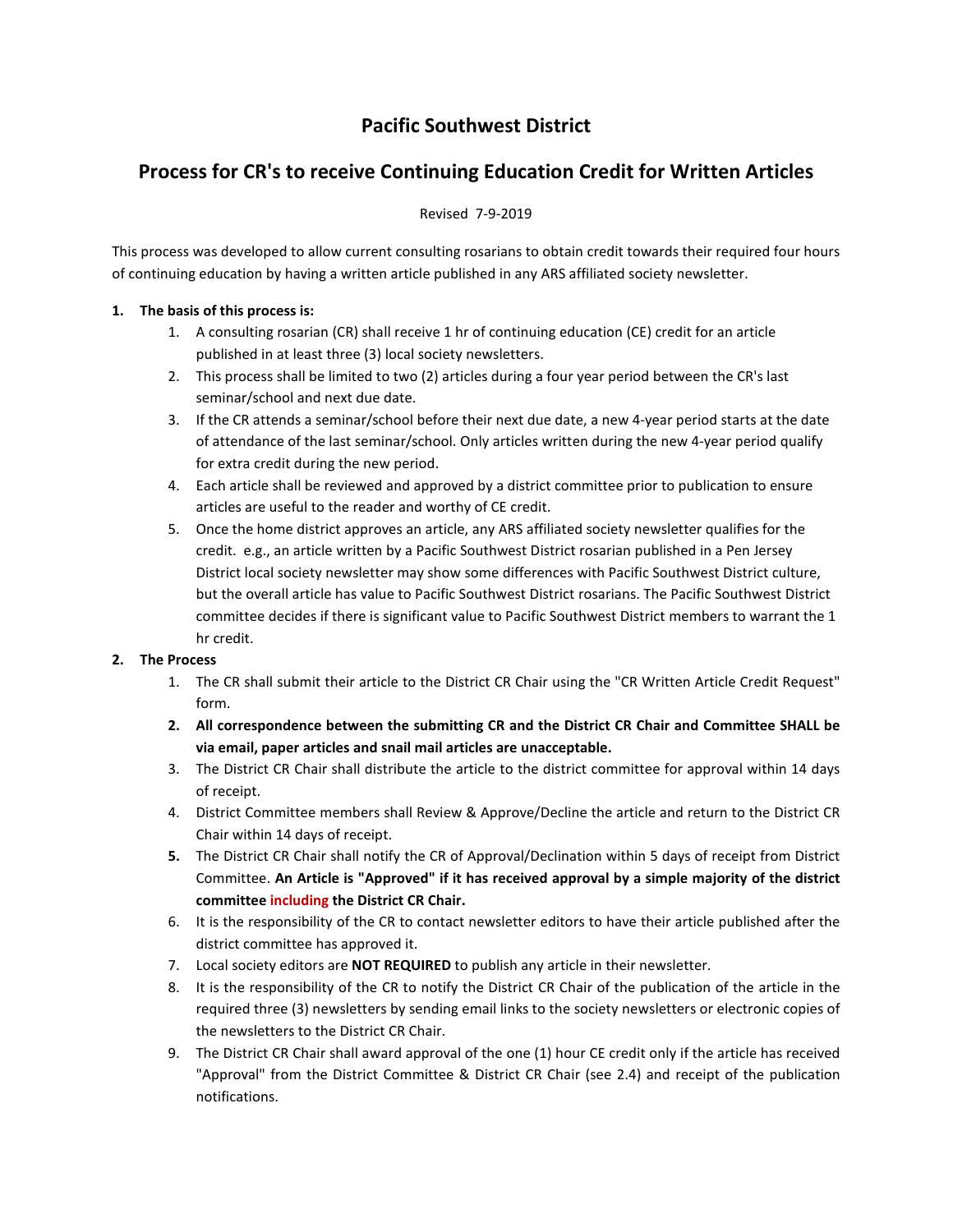# Pacific Southwest District

## Process for CR's to receive Continuing Education Credit for Written Articles

Revised 7-9-2019

This process was developed to allow current consulting rosarians to obtain credit towards their required four hours of continuing education by having a written article published in any ARS affiliated society newsletter.

1. **The basis of this process is:**
    1. A consulting rosarian (CR) shall receive 1 hr of continuing education (CE) credit for an article published in at least three (3) local society newsletters.
    2. This process shall be limited to two (2) articles during a four year period between the CR's last seminar/school and next due date.
    3. If the CR attends a seminar/school before their next due date, a new 4-year period starts at the date of attendance of the last seminar/school. Only articles written during the new 4-year period qualify for extra credit during the new period.
    4. Each article shall be reviewed and approved by a district committee prior to publication to ensure articles are useful to the reader and worthy of CE credit.
    5. Once the home district approves an article, any ARS affiliated society newsletter qualifies for the credit. e.g., an article written by a Pacific Southwest District rosarian published in a Pen Jersey District local society newsletter may show some differences with Pacific Southwest District culture, but the overall article has value to Pacific Southwest District rosarians. The Pacific Southwest District committee decides if there is significant value to Pacific Southwest District members to warrant the 1 hr credit.
2. **The Process**
    1. The CR shall submit their article to the District CR Chair using the "CR Written Article Credit Request" form.
    2. **All correspondence between the submitting CR and the District CR Chair and Committee SHALL be via email, paper articles and snail mail articles are unacceptable.**
    3. The District CR Chair shall distribute the article to the district committee for approval within 14 days of receipt.
    4. District Committee members shall Review & Approve/Decline the article and return to the District CR Chair within 14 days of receipt.
    5. The District CR Chair shall notify the CR of Approval/Declination within 5 days of receipt from District Committee. **An Article is "Approved" if it has received approval by a simple majority of the district committee including the District CR Chair.**
    6. It is the responsibility of the CR to contact newsletter editors to have their article published after the district committee has approved it.
    7. Local society editors are **NOT REQUIRED** to publish any article in their newsletter.
    8. It is the responsibility of the CR to notify the District CR Chair of the publication of the article in the required three (3) newsletters by sending email links to the society newsletters or electronic copies of the newsletters to the District CR Chair.
    9. The District CR Chair shall award approval of the one (1) hour CE credit only if the article has received "Approval" from the District Committee & District CR Chair (see 2.4) and receipt of the publication notifications.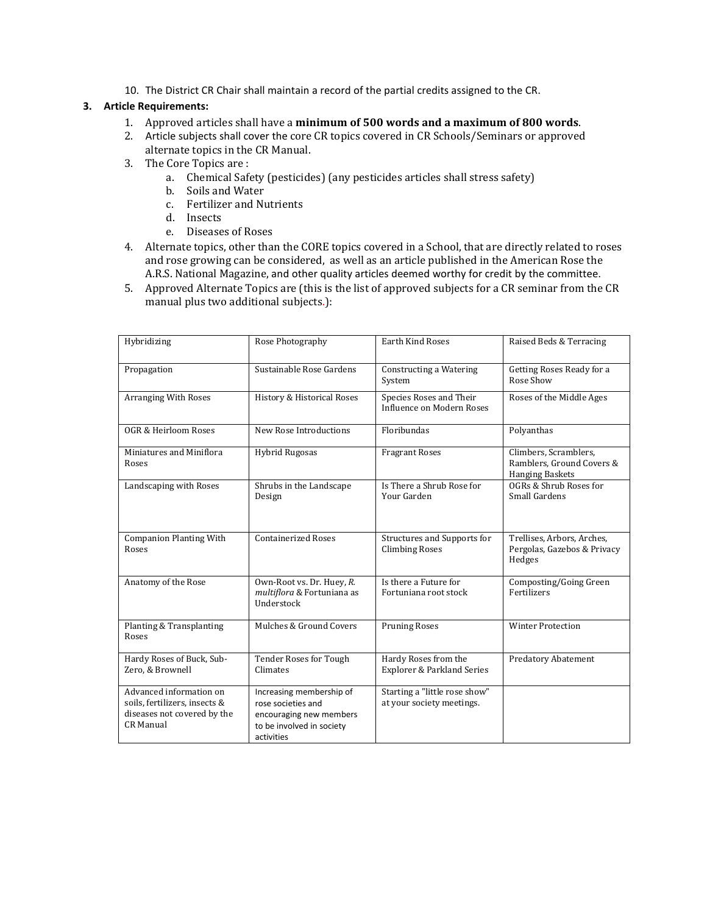10. The District CR Chair shall maintain a record of the partial credits assigned to the CR.

**3. Article Requirements:**

1. Approved articles shall have a **minimum of 500 words and a maximum of 800 words**.
2. Article subjects shall cover the core CR topics covered in CR Schools/Seminars or approved alternate topics in the CR Manual.
3. The Core Topics are :
   a. Chemical Safety (pesticides) (any pesticides articles shall stress safety)
   b. Soils and Water
   c. Fertilizer and Nutrients
   d. Insects
   e. Diseases of Roses
4. Alternate topics, other than the CORE topics covered in a School, that are directly related to roses and rose growing can be considered, as well as an article published in the American Rose the A.R.S. National Magazine, and other quality articles deemed worthy for credit by the committee.
5. Approved Alternate Topics are (this is the list of approved subjects for a CR seminar from the CR manual plus two additional subjects.):

| | | | |
|---|---|---|---|
| Hybridizing | Rose Photography | Earth Kind Roses | Raised Beds & Terracing |
| Propagation | Sustainable Rose Gardens | Constructing a Watering System | Getting Roses Ready for a Rose Show |
| Arranging With Roses | History & Historical Roses | Species Roses and Their Influence on Modern Roses | Roses of the Middle Ages |
| OGR & Heirloom Roses | New Rose Introductions | Floribundas | Polyanthas |
| Miniatures and Miniflora Roses | Hybrid Rugosas | Fragrant Roses | Climbers, Scramblers, Ramblers, Ground Covers & Hanging Baskets |
| Landscaping with Roses | Shrubs in the Landscape Design | Is There a Shrub Rose for Your Garden | OGRs & Shrub Roses for Small Gardens |
| Companion Planting With Roses | Containerized Roses | Structures and Supports for Climbing Roses | Trellises, Arbors, Arches, Pergolas, Gazebos & Privacy Hedges |
| Anatomy of the Rose | Own-Root vs. Dr. Huey, *R. multiflora* & Fortuniana as Understock | Is there a Future for Fortuniana root stock | Composting/Going Green Fertilizers |
| Planting & Transplanting Roses | Mulches & Ground Covers | Pruning Roses | Winter Protection |
| Hardy Roses of Buck, Sub-Zero, & Brownell | Tender Roses for Tough Climates | Hardy Roses from the Explorer & Parkland Series | Predatory Abatement |
| Advanced information on soils, fertilizers, insects & diseases not covered by the CR Manual | Increasing membership of rose societies and encouraging new members to be involved in society activities | Starting a "little rose show" at your society meetings. | |